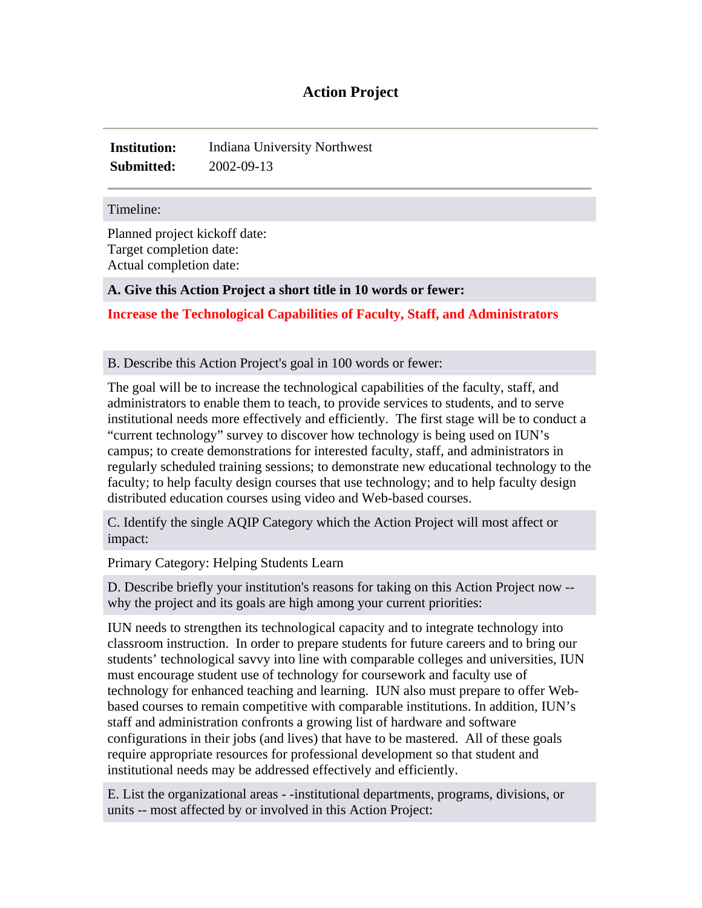# Action Project

**Institution:** Indiana University Northwest
**Submitted:** 2002-09-13

Timeline:

Planned project kickoff date:
Target completion date:
Actual completion date:

**A. Give this Action Project a short title in 10 words or fewer:**

**Increase the Technological Capabilities of Faculty, Staff, and Administrators**

B. Describe this Action Project's goal in 100 words or fewer:

The goal will be to increase the technological capabilities of the faculty, staff, and administrators to enable them to teach, to provide services to students, and to serve institutional needs more effectively and efficiently. The first stage will be to conduct a "current technology" survey to discover how technology is being used on IUN's campus; to create demonstrations for interested faculty, staff, and administrators in regularly scheduled training sessions; to demonstrate new educational technology to the faculty; to help faculty design courses that use technology; and to help faculty design distributed education courses using video and Web-based courses.

C. Identify the single AQIP Category which the Action Project will most affect or impact:

Primary Category: Helping Students Learn

D. Describe briefly your institution's reasons for taking on this Action Project now -- why the project and its goals are high among your current priorities:

IUN needs to strengthen its technological capacity and to integrate technology into classroom instruction. In order to prepare students for future careers and to bring our students' technological savvy into line with comparable colleges and universities, IUN must encourage student use of technology for coursework and faculty use of technology for enhanced teaching and learning. IUN also must prepare to offer Web-based courses to remain competitive with comparable institutions. In addition, IUN's staff and administration confronts a growing list of hardware and software configurations in their jobs (and lives) that have to be mastered. All of these goals require appropriate resources for professional development so that student and institutional needs may be addressed effectively and efficiently.

E. List the organizational areas - -institutional departments, programs, divisions, or units -- most affected by or involved in this Action Project: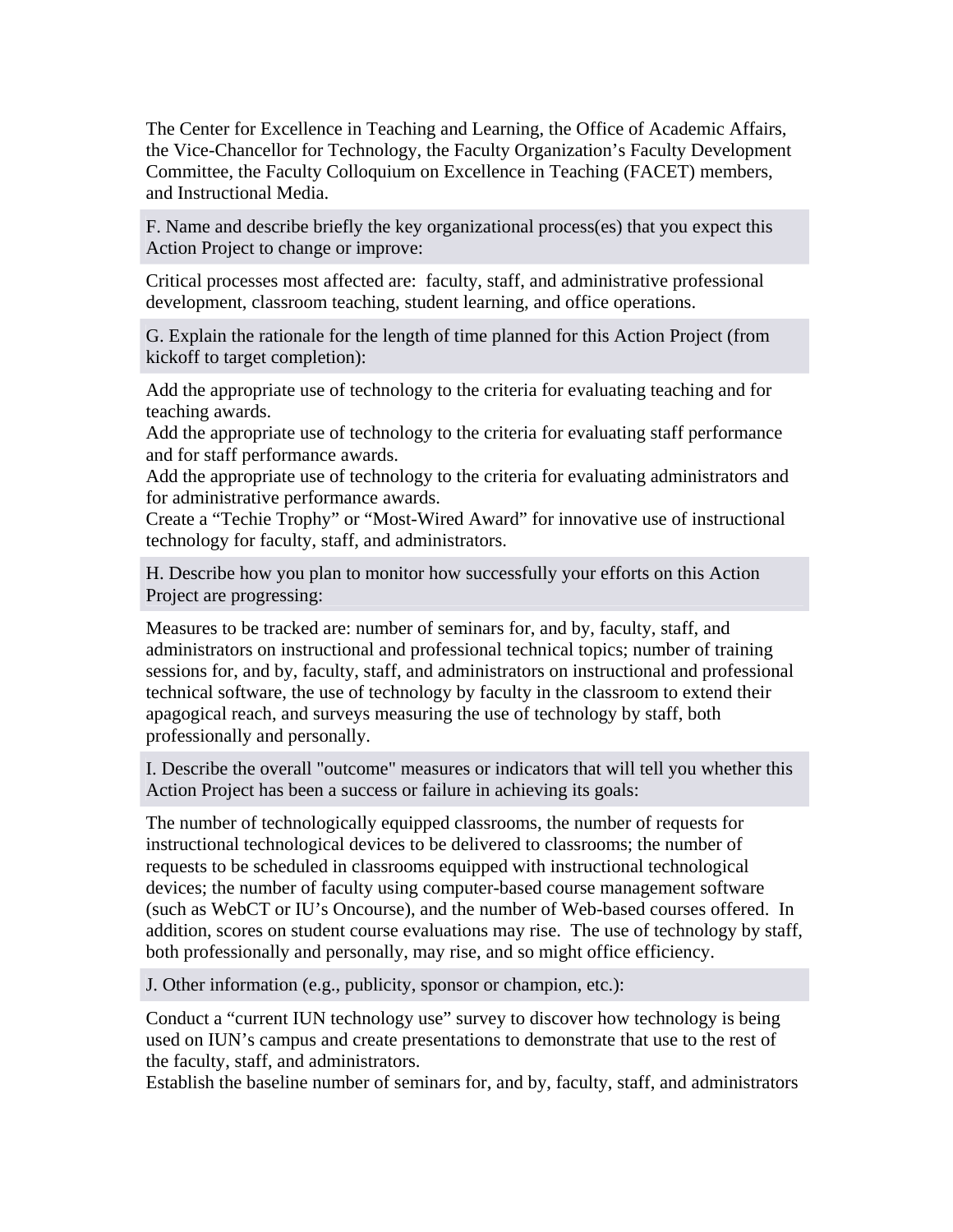The Center for Excellence in Teaching and Learning, the Office of Academic Affairs, the Vice-Chancellor for Technology, the Faculty Organization's Faculty Development Committee, the Faculty Colloquium on Excellence in Teaching (FACET) members, and Instructional Media.

**F. Name and describe briefly the key organizational process(es) that you expect this Action Project to change or improve:**

Critical processes most affected are: faculty, staff, and administrative professional development, classroom teaching, student learning, and office operations.

**G. Explain the rationale for the length of time planned for this Action Project (from kickoff to target completion):**

Add the appropriate use of technology to the criteria for evaluating teaching and for teaching awards.
Add the appropriate use of technology to the criteria for evaluating staff performance and for staff performance awards.
Add the appropriate use of technology to the criteria for evaluating administrators and for administrative performance awards.
Create a "Techie Trophy" or "Most-Wired Award" for innovative use of instructional technology for faculty, staff, and administrators.

**H. Describe how you plan to monitor how successfully your efforts on this Action Project are progressing:**

Measures to be tracked are: number of seminars for, and by, faculty, staff, and administrators on instructional and professional technical topics; number of training sessions for, and by, faculty, staff, and administrators on instructional and professional technical software, the use of technology by faculty in the classroom to extend their apagogical reach, and surveys measuring the use of technology by staff, both professionally and personally.

**I. Describe the overall "outcome" measures or indicators that will tell you whether this Action Project has been a success or failure in achieving its goals:**

The number of technologically equipped classrooms, the number of requests for instructional technological devices to be delivered to classrooms; the number of requests to be scheduled in classrooms equipped with instructional technological devices; the number of faculty using computer-based course management software (such as WebCT or IU's Oncourse), and the number of Web-based courses offered. In addition, scores on student course evaluations may rise. The use of technology by staff, both professionally and personally, may rise, and so might office efficiency.

**J. Other information (e.g., publicity, sponsor or champion, etc.):**

Conduct a "current IUN technology use" survey to discover how technology is being used on IUN's campus and create presentations to demonstrate that use to the rest of the faculty, staff, and administrators.
Establish the baseline number of seminars for, and by, faculty, staff, and administrators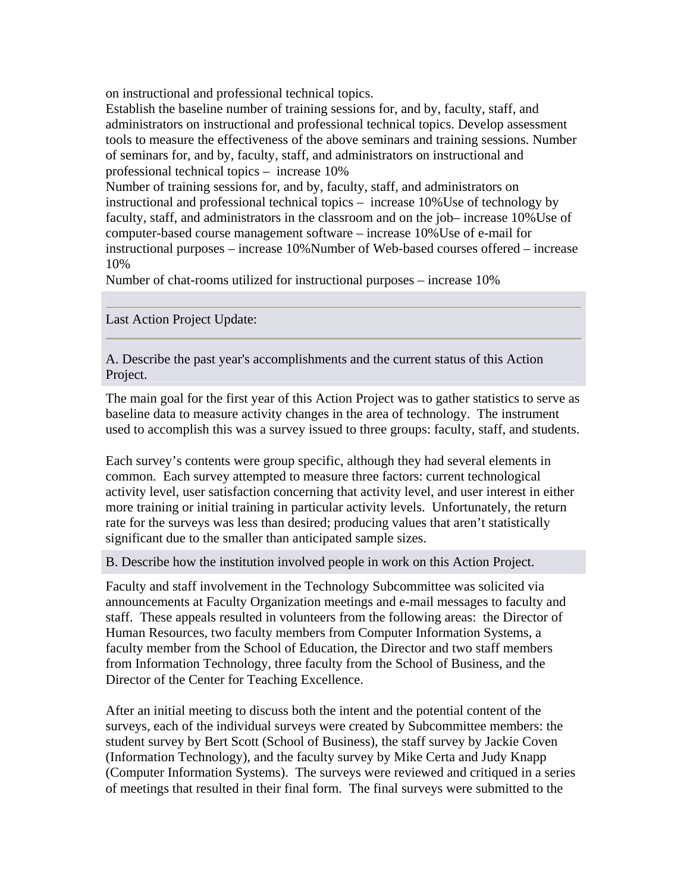on instructional and professional technical topics.
Establish the baseline number of training sessions for, and by, faculty, staff, and administrators on instructional and professional technical topics. Develop assessment tools to measure the effectiveness of the above seminars and training sessions. Number of seminars for, and by, faculty, staff, and administrators on instructional and professional technical topics – increase 10%
Number of training sessions for, and by, faculty, staff, and administrators on instructional and professional technical topics – increase 10%Use of technology by faculty, staff, and administrators in the classroom and on the job– increase 10%Use of computer-based course management software – increase 10%Use of e-mail for instructional purposes – increase 10%Number of Web-based courses offered – increase 10%
Number of chat-rooms utilized for instructional purposes – increase 10%

Last Action Project Update:

A. Describe the past year's accomplishments and the current status of this Action Project.

The main goal for the first year of this Action Project was to gather statistics to serve as baseline data to measure activity changes in the area of technology. The instrument used to accomplish this was a survey issued to three groups: faculty, staff, and students.

Each survey's contents were group specific, although they had several elements in common. Each survey attempted to measure three factors: current technological activity level, user satisfaction concerning that activity level, and user interest in either more training or initial training in particular activity levels. Unfortunately, the return rate for the surveys was less than desired; producing values that aren't statistically significant due to the smaller than anticipated sample sizes.

B. Describe how the institution involved people in work on this Action Project.

Faculty and staff involvement in the Technology Subcommittee was solicited via announcements at Faculty Organization meetings and e-mail messages to faculty and staff. These appeals resulted in volunteers from the following areas: the Director of Human Resources, two faculty members from Computer Information Systems, a faculty member from the School of Education, the Director and two staff members from Information Technology, three faculty from the School of Business, and the Director of the Center for Teaching Excellence.

After an initial meeting to discuss both the intent and the potential content of the surveys, each of the individual surveys were created by Subcommittee members: the student survey by Bert Scott (School of Business), the staff survey by Jackie Coven (Information Technology), and the faculty survey by Mike Certa and Judy Knapp (Computer Information Systems). The surveys were reviewed and critiqued in a series of meetings that resulted in their final form. The final surveys were submitted to the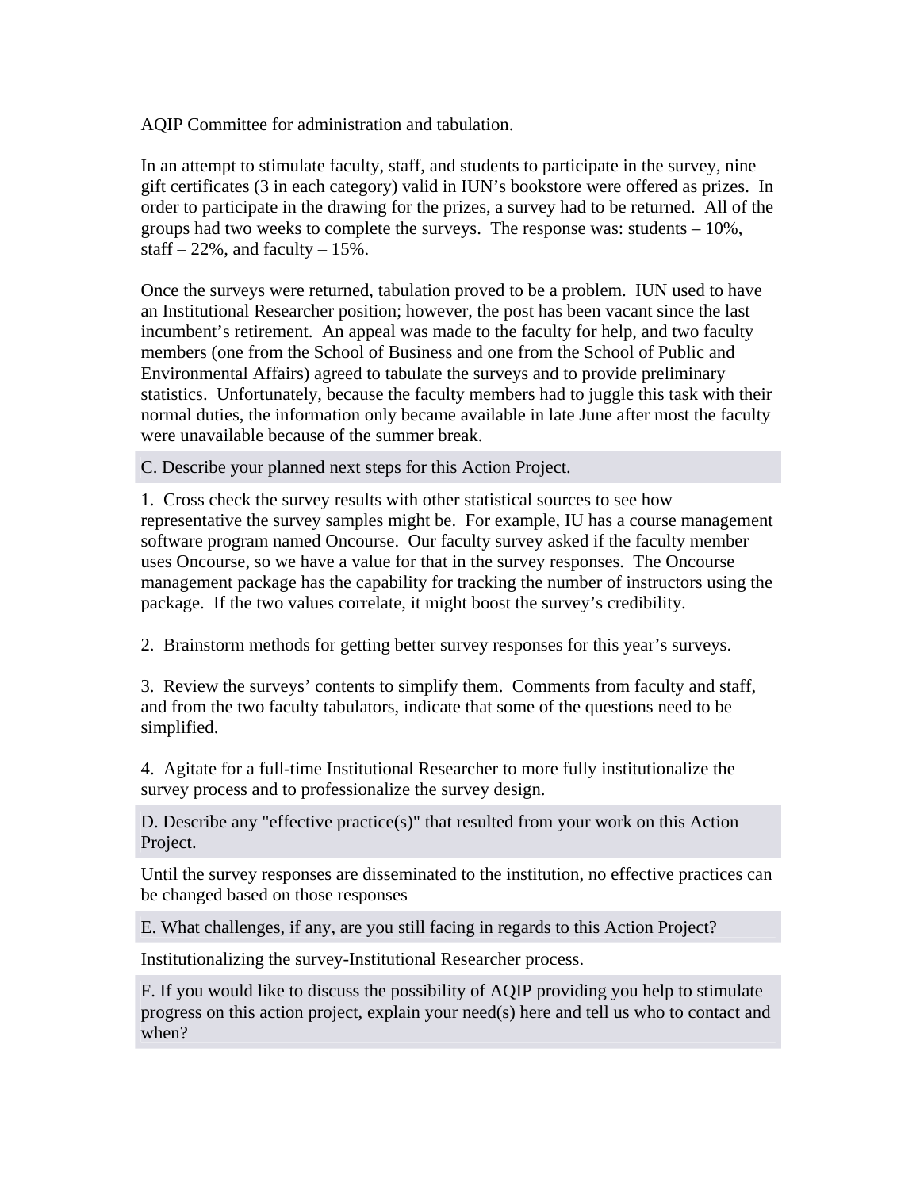AQIP Committee for administration and tabulation.

In an attempt to stimulate faculty, staff, and students to participate in the survey, nine gift certificates (3 in each category) valid in IUN's bookstore were offered as prizes. In order to participate in the drawing for the prizes, a survey had to be returned. All of the groups had two weeks to complete the surveys. The response was: students – 10%, staff – 22%, and faculty – 15%.

Once the surveys were returned, tabulation proved to be a problem. IUN used to have an Institutional Researcher position; however, the post has been vacant since the last incumbent's retirement. An appeal was made to the faculty for help, and two faculty members (one from the School of Business and one from the School of Public and Environmental Affairs) agreed to tabulate the surveys and to provide preliminary statistics. Unfortunately, because the faculty members had to juggle this task with their normal duties, the information only became available in late June after most the faculty were unavailable because of the summer break.

**C. Describe your planned next steps for this Action Project.**

1. Cross check the survey results with other statistical sources to see how representative the survey samples might be. For example, IU has a course management software program named Oncourse. Our faculty survey asked if the faculty member uses Oncourse, so we have a value for that in the survey responses. The Oncourse management package has the capability for tracking the number of instructors using the package. If the two values correlate, it might boost the survey's credibility.

2. Brainstorm methods for getting better survey responses for this year's surveys.

3. Review the surveys' contents to simplify them. Comments from faculty and staff, and from the two faculty tabulators, indicate that some of the questions need to be simplified.

4. Agitate for a full-time Institutional Researcher to more fully institutionalize the survey process and to professionalize the survey design.

**D. Describe any "effective practice(s)" that resulted from your work on this Action Project.**

Until the survey responses are disseminated to the institution, no effective practices can be changed based on those responses

**E. What challenges, if any, are you still facing in regards to this Action Project?**

Institutionalizing the survey-Institutional Researcher process.

**F. If you would like to discuss the possibility of AQIP providing you help to stimulate progress on this action project, explain your need(s) here and tell us who to contact and when?**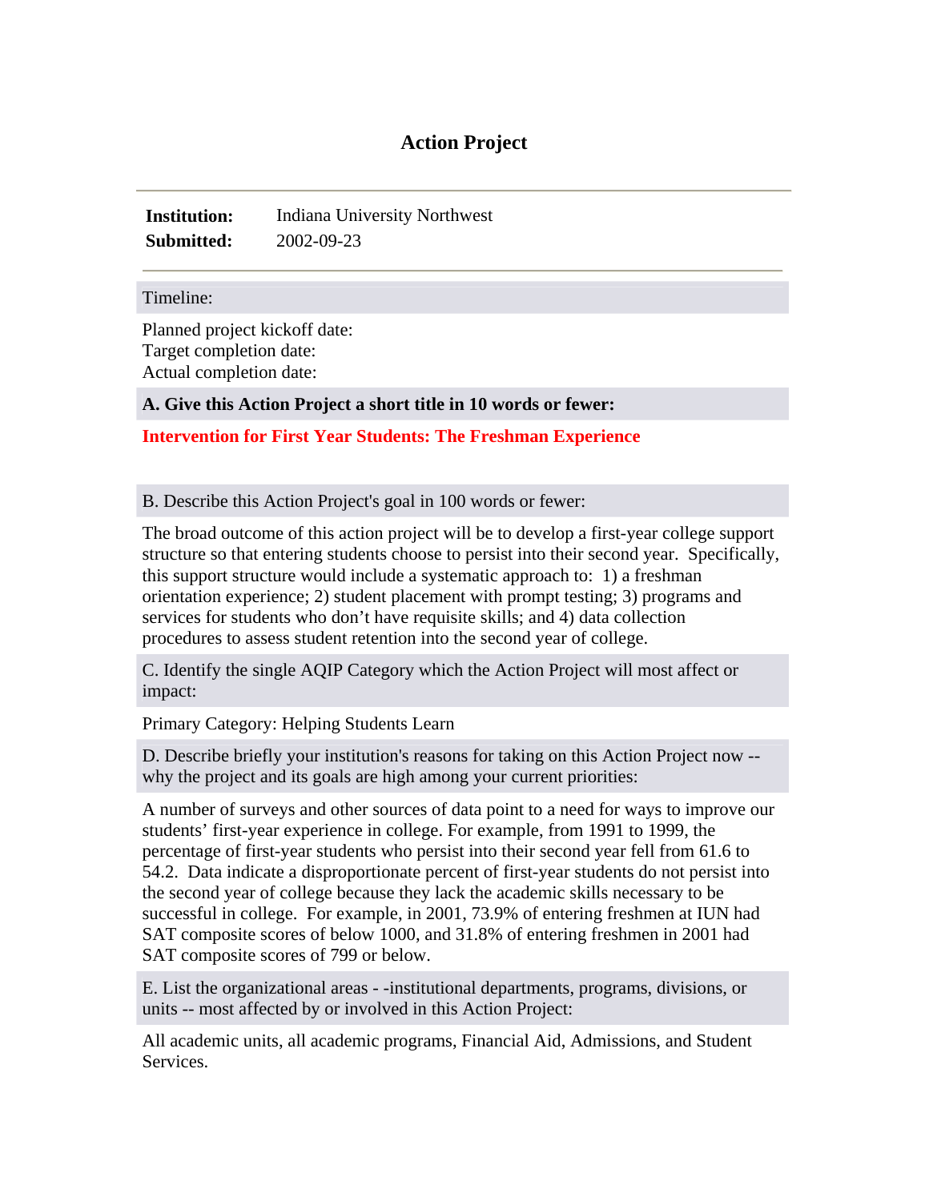# Action Project

**Institution:** Indiana University Northwest
**Submitted:** 2002-09-23

---

Timeline:

Planned project kickoff date:
Target completion date:
Actual completion date:

**A. Give this Action Project a short title in 10 words or fewer:**

**Intervention for First Year Students: The Freshman Experience**

B. Describe this Action Project's goal in 100 words or fewer:

The broad outcome of this action project will be to develop a first-year college support structure so that entering students choose to persist into their second year. Specifically, this support structure would include a systematic approach to: 1) a freshman orientation experience; 2) student placement with prompt testing; 3) programs and services for students who don't have requisite skills; and 4) data collection procedures to assess student retention into the second year of college.

C. Identify the single AQIP Category which the Action Project will most affect or impact:

Primary Category: Helping Students Learn

D. Describe briefly your institution's reasons for taking on this Action Project now -- why the project and its goals are high among your current priorities:

A number of surveys and other sources of data point to a need for ways to improve our students' first-year experience in college. For example, from 1991 to 1999, the percentage of first-year students who persist into their second year fell from 61.6 to 54.2. Data indicate a disproportionate percent of first-year students do not persist into the second year of college because they lack the academic skills necessary to be successful in college. For example, in 2001, 73.9% of entering freshmen at IUN had SAT composite scores of below 1000, and 31.8% of entering freshmen in 2001 had SAT composite scores of 799 or below.

E. List the organizational areas - -institutional departments, programs, divisions, or units -- most affected by or involved in this Action Project:

All academic units, all academic programs, Financial Aid, Admissions, and Student Services.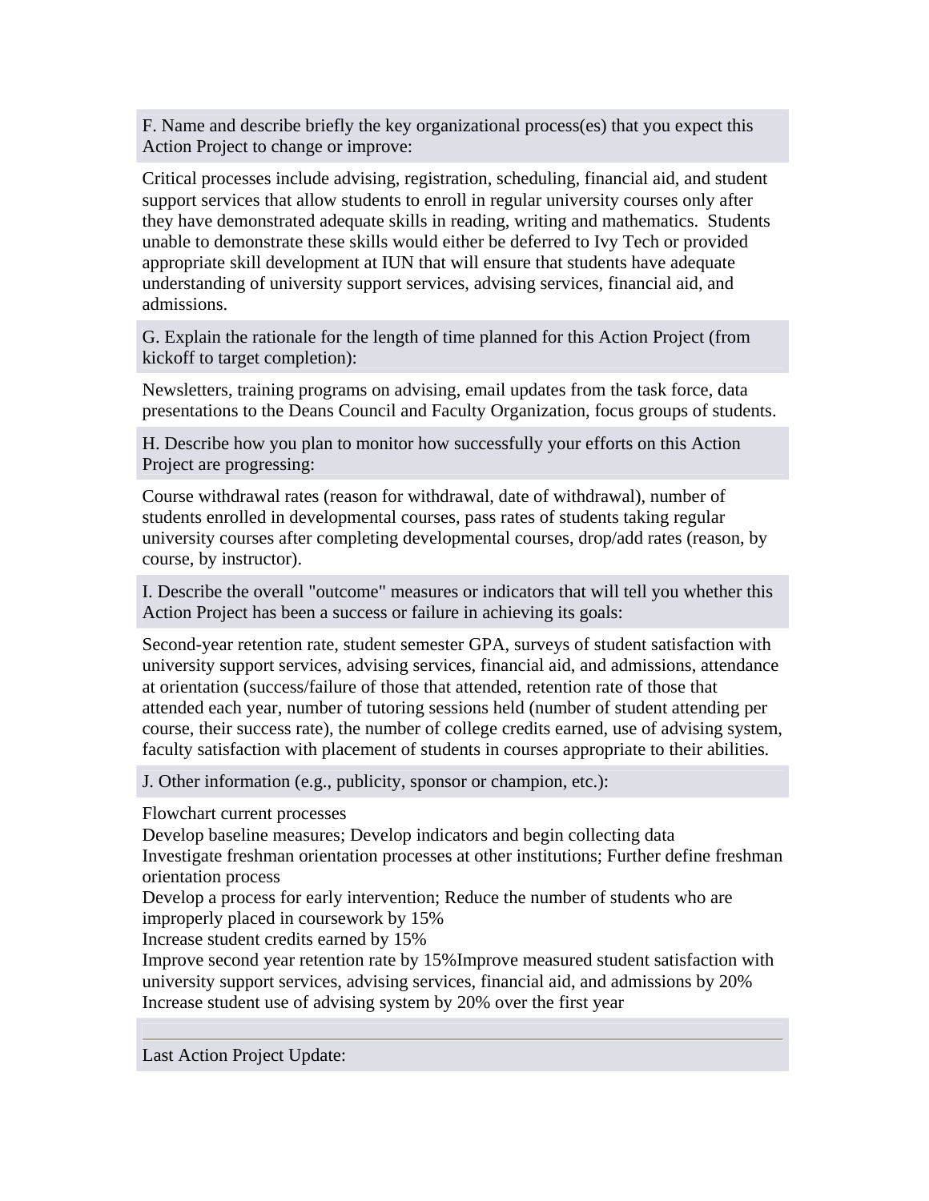**F. Name and describe briefly the key organizational process(es) that you expect this Action Project to change or improve:**

Critical processes include advising, registration, scheduling, financial aid, and student support services that allow students to enroll in regular university courses only after they have demonstrated adequate skills in reading, writing and mathematics. Students unable to demonstrate these skills would either be deferred to Ivy Tech or provided appropriate skill development at IUN that will ensure that students have adequate understanding of university support services, advising services, financial aid, and admissions.

**G. Explain the rationale for the length of time planned for this Action Project (from kickoff to target completion):**

Newsletters, training programs on advising, email updates from the task force, data presentations to the Deans Council and Faculty Organization, focus groups of students.

**H. Describe how you plan to monitor how successfully your efforts on this Action Project are progressing:**

Course withdrawal rates (reason for withdrawal, date of withdrawal), number of students enrolled in developmental courses, pass rates of students taking regular university courses after completing developmental courses, drop/add rates (reason, by course, by instructor).

**I. Describe the overall "outcome" measures or indicators that will tell you whether this Action Project has been a success or failure in achieving its goals:**

Second-year retention rate, student semester GPA, surveys of student satisfaction with university support services, advising services, financial aid, and admissions, attendance at orientation (success/failure of those that attended, retention rate of those that attended each year, number of tutoring sessions held (number of student attending per course, their success rate), the number of college credits earned, use of advising system, faculty satisfaction with placement of students in courses appropriate to their abilities.

**J. Other information (e.g., publicity, sponsor or champion, etc.):**

Flowchart current processes
Develop baseline measures; Develop indicators and begin collecting data
Investigate freshman orientation processes at other institutions; Further define freshman orientation process
Develop a process for early intervention; Reduce the number of students who are improperly placed in coursework by 15%
Increase student credits earned by 15%
Improve second year retention rate by 15%Improve measured student satisfaction with university support services, advising services, financial aid, and admissions by 20%
Increase student use of advising system by 20% over the first year

---

**Last Action Project Update:**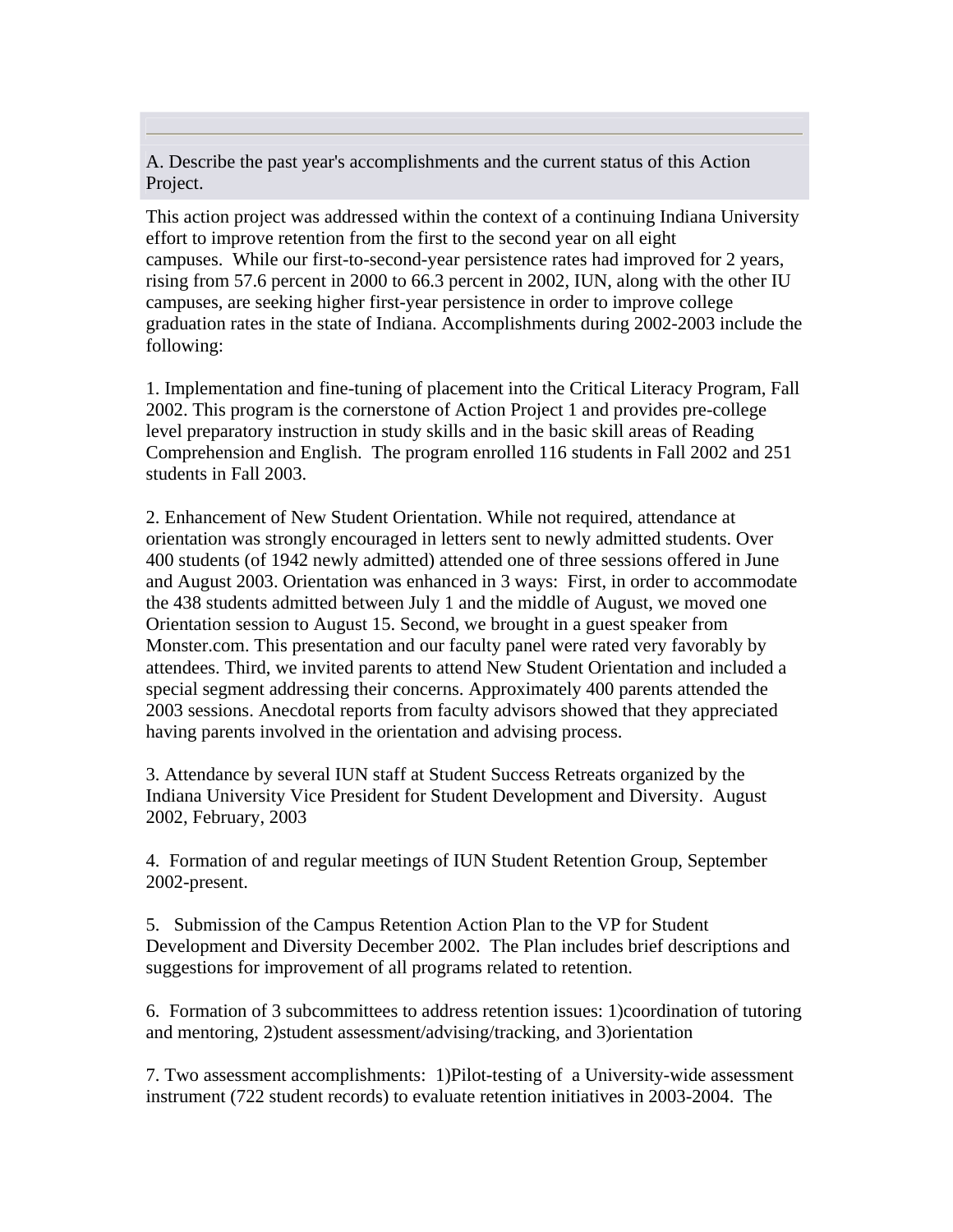A. Describe the past year's accomplishments and the current status of this Action Project.

This action project was addressed within the context of a continuing Indiana University effort to improve retention from the first to the second year on all eight campuses. While our first-to-second-year persistence rates had improved for 2 years, rising from 57.6 percent in 2000 to 66.3 percent in 2002, IUN, along with the other IU campuses, are seeking higher first-year persistence in order to improve college graduation rates in the state of Indiana. Accomplishments during 2002-2003 include the following:

1. Implementation and fine-tuning of placement into the Critical Literacy Program, Fall 2002. This program is the cornerstone of Action Project 1 and provides pre-college level preparatory instruction in study skills and in the basic skill areas of Reading Comprehension and English. The program enrolled 116 students in Fall 2002 and 251 students in Fall 2003.

2. Enhancement of New Student Orientation. While not required, attendance at orientation was strongly encouraged in letters sent to newly admitted students. Over 400 students (of 1942 newly admitted) attended one of three sessions offered in June and August 2003. Orientation was enhanced in 3 ways: First, in order to accommodate the 438 students admitted between July 1 and the middle of August, we moved one Orientation session to August 15. Second, we brought in a guest speaker from Monster.com. This presentation and our faculty panel were rated very favorably by attendees. Third, we invited parents to attend New Student Orientation and included a special segment addressing their concerns. Approximately 400 parents attended the 2003 sessions. Anecdotal reports from faculty advisors showed that they appreciated having parents involved in the orientation and advising process.

3. Attendance by several IUN staff at Student Success Retreats organized by the Indiana University Vice President for Student Development and Diversity. August 2002, February, 2003

4. Formation of and regular meetings of IUN Student Retention Group, September 2002-present.

5. Submission of the Campus Retention Action Plan to the VP for Student Development and Diversity December 2002. The Plan includes brief descriptions and suggestions for improvement of all programs related to retention.

6. Formation of 3 subcommittees to address retention issues: 1)coordination of tutoring and mentoring, 2)student assessment/advising/tracking, and 3)orientation

7. Two assessment accomplishments: 1)Pilot-testing of a University-wide assessment instrument (722 student records) to evaluate retention initiatives in 2003-2004. The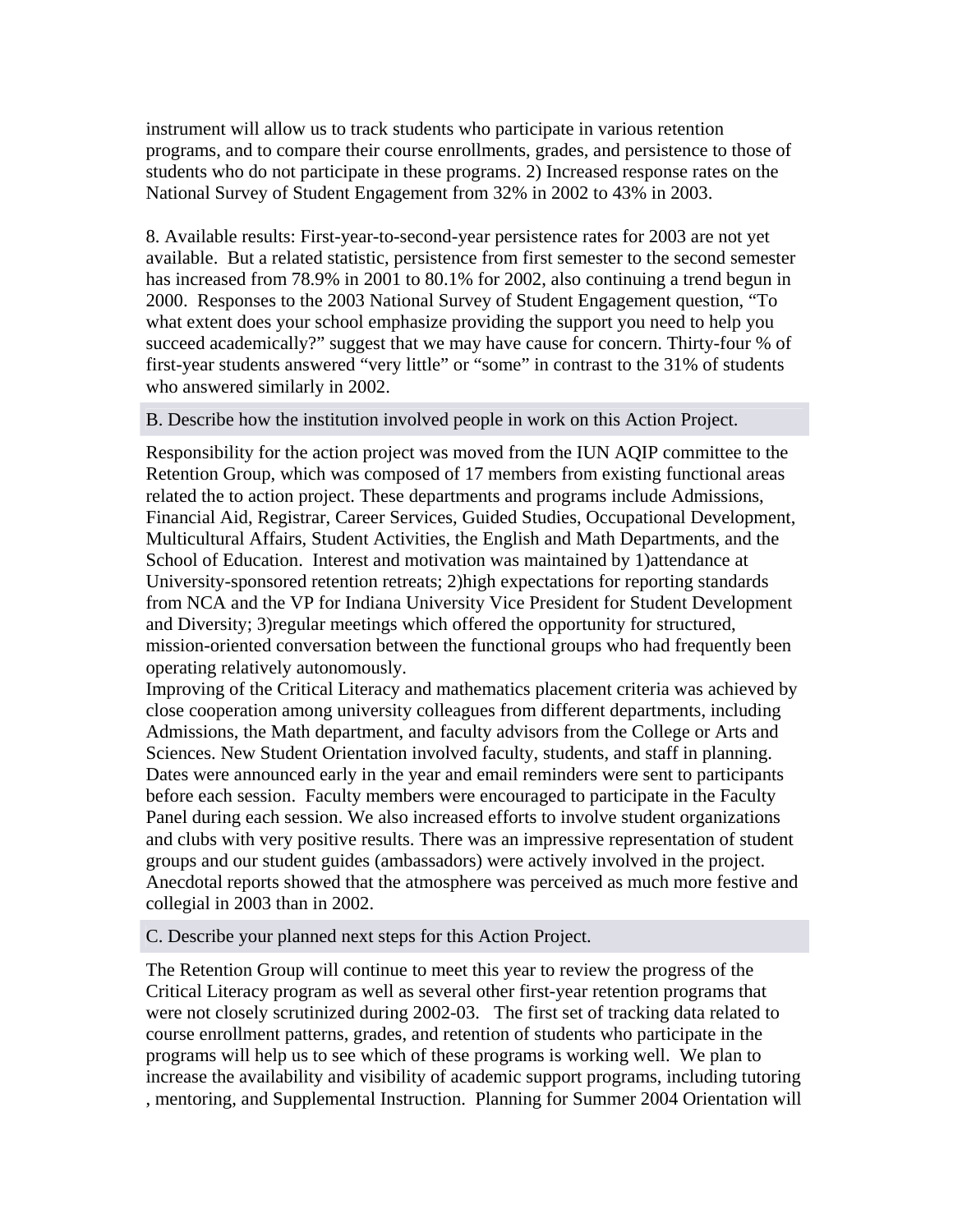instrument will allow us to track students who participate in various retention programs, and to compare their course enrollments, grades, and persistence to those of students who do not participate in these programs. 2) Increased response rates on the National Survey of Student Engagement from 32% in 2002 to 43% in 2003.

8. Available results: First-year-to-second-year persistence rates for 2003 are not yet available. But a related statistic, persistence from first semester to the second semester has increased from 78.9% in 2001 to 80.1% for 2002, also continuing a trend begun in 2000. Responses to the 2003 National Survey of Student Engagement question, "To what extent does your school emphasize providing the support you need to help you succeed academically?" suggest that we may have cause for concern. Thirty-four % of first-year students answered "very little" or "some" in contrast to the 31% of students who answered similarly in 2002.

## B. Describe how the institution involved people in work on this Action Project.

Responsibility for the action project was moved from the IUN AQIP committee to the Retention Group, which was composed of 17 members from existing functional areas related the to action project. These departments and programs include Admissions, Financial Aid, Registrar, Career Services, Guided Studies, Occupational Development, Multicultural Affairs, Student Activities, the English and Math Departments, and the School of Education. Interest and motivation was maintained by 1)attendance at University-sponsored retention retreats; 2)high expectations for reporting standards from NCA and the VP for Indiana University Vice President for Student Development and Diversity; 3)regular meetings which offered the opportunity for structured, mission-oriented conversation between the functional groups who had frequently been operating relatively autonomously.
Improving of the Critical Literacy and mathematics placement criteria was achieved by close cooperation among university colleagues from different departments, including Admissions, the Math department, and faculty advisors from the College or Arts and Sciences. New Student Orientation involved faculty, students, and staff in planning. Dates were announced early in the year and email reminders were sent to participants before each session. Faculty members were encouraged to participate in the Faculty Panel during each session. We also increased efforts to involve student organizations and clubs with very positive results. There was an impressive representation of student groups and our student guides (ambassadors) were actively involved in the project. Anecdotal reports showed that the atmosphere was perceived as much more festive and collegial in 2003 than in 2002.

## C. Describe your planned next steps for this Action Project.

The Retention Group will continue to meet this year to review the progress of the Critical Literacy program as well as several other first-year retention programs that were not closely scrutinized during 2002-03. The first set of tracking data related to course enrollment patterns, grades, and retention of students who participate in the programs will help us to see which of these programs is working well. We plan to increase the availability and visibility of academic support programs, including tutoring , mentoring, and Supplemental Instruction. Planning for Summer 2004 Orientation will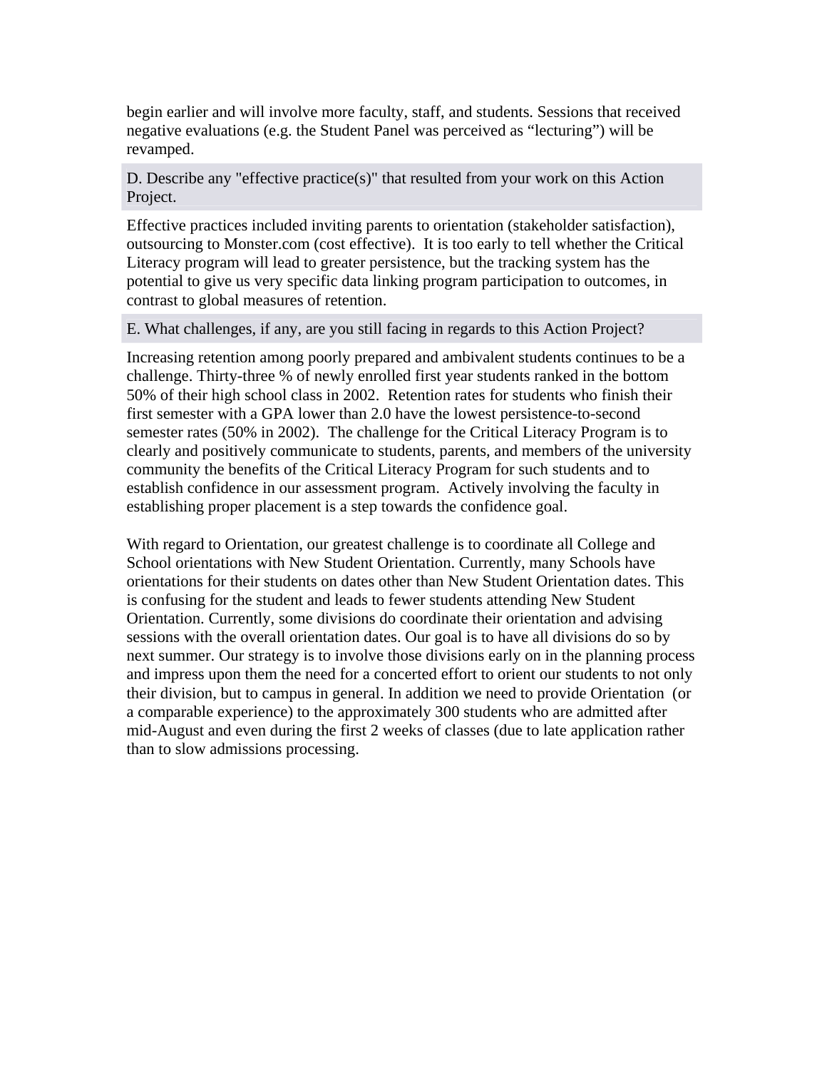begin earlier and will involve more faculty, staff, and students. Sessions that received negative evaluations (e.g. the Student Panel was perceived as "lecturing") will be revamped.

**D. Describe any "effective practice(s)" that resulted from your work on this Action Project.**

Effective practices included inviting parents to orientation (stakeholder satisfaction), outsourcing to Monster.com (cost effective). It is too early to tell whether the Critical Literacy program will lead to greater persistence, but the tracking system has the potential to give us very specific data linking program participation to outcomes, in contrast to global measures of retention.

**E. What challenges, if any, are you still facing in regards to this Action Project?**

Increasing retention among poorly prepared and ambivalent students continues to be a challenge. Thirty-three % of newly enrolled first year students ranked in the bottom 50% of their high school class in 2002. Retention rates for students who finish their first semester with a GPA lower than 2.0 have the lowest persistence-to-second semester rates (50% in 2002). The challenge for the Critical Literacy Program is to clearly and positively communicate to students, parents, and members of the university community the benefits of the Critical Literacy Program for such students and to establish confidence in our assessment program. Actively involving the faculty in establishing proper placement is a step towards the confidence goal.

With regard to Orientation, our greatest challenge is to coordinate all College and School orientations with New Student Orientation. Currently, many Schools have orientations for their students on dates other than New Student Orientation dates. This is confusing for the student and leads to fewer students attending New Student Orientation. Currently, some divisions do coordinate their orientation and advising sessions with the overall orientation dates. Our goal is to have all divisions do so by next summer. Our strategy is to involve those divisions early on in the planning process and impress upon them the need for a concerted effort to orient our students to not only their division, but to campus in general. In addition we need to provide Orientation (or a comparable experience) to the approximately 300 students who are admitted after mid-August and even during the first 2 weeks of classes (due to late application rather than to slow admissions processing.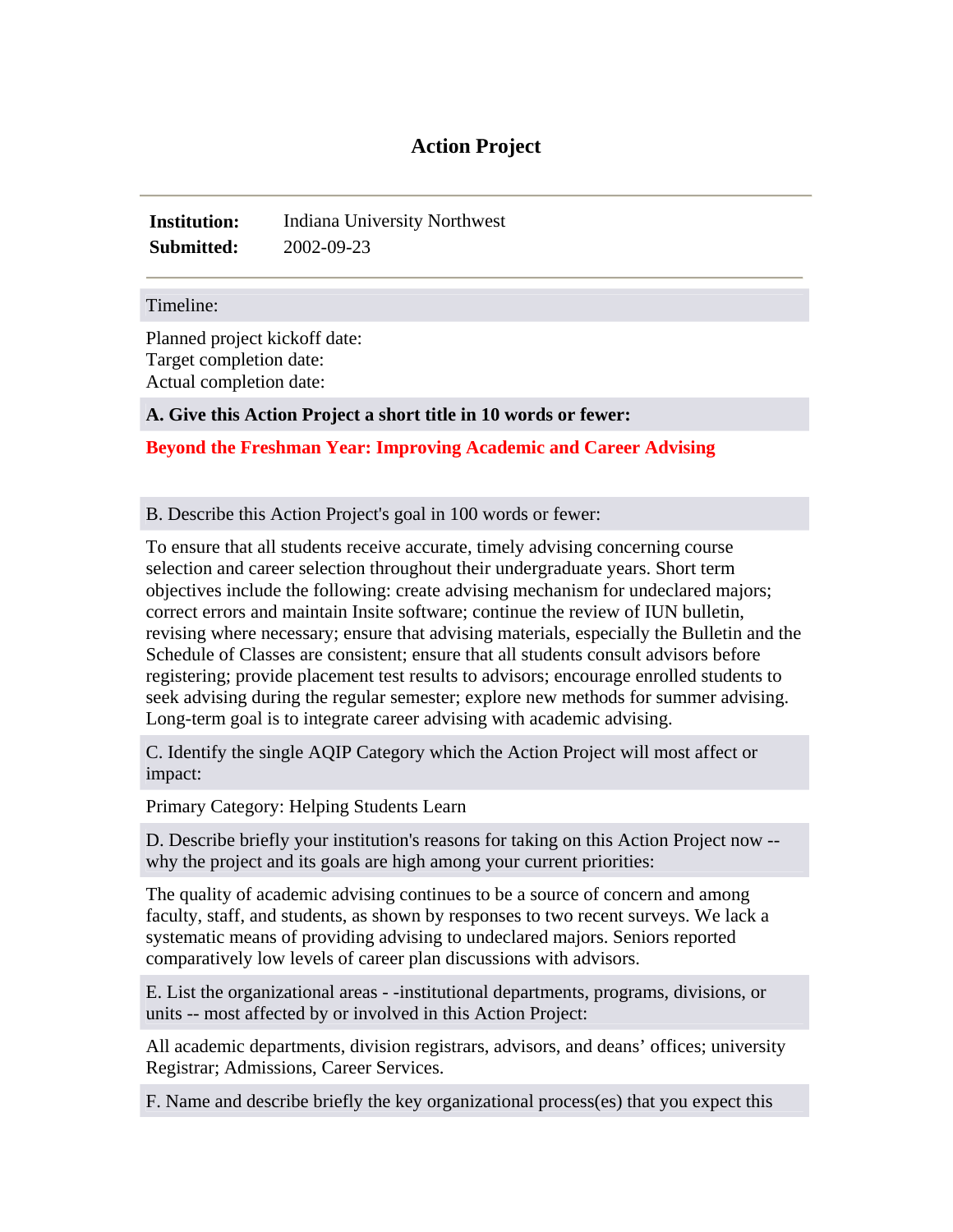# Action Project

**Institution:** Indiana University Northwest
**Submitted:** 2002-09-23

---

Timeline:

Planned project kickoff date:
Target completion date:
Actual completion date:

**A. Give this Action Project a short title in 10 words or fewer:**

**Beyond the Freshman Year: Improving Academic and Career Advising**

B. Describe this Action Project's goal in 100 words or fewer:

To ensure that all students receive accurate, timely advising concerning course selection and career selection throughout their undergraduate years. Short term objectives include the following: create advising mechanism for undeclared majors; correct errors and maintain Insite software; continue the review of IUN bulletin, revising where necessary; ensure that advising materials, especially the Bulletin and the Schedule of Classes are consistent; ensure that all students consult advisors before registering; provide placement test results to advisors; encourage enrolled students to seek advising during the regular semester; explore new methods for summer advising. Long-term goal is to integrate career advising with academic advising.

C. Identify the single AQIP Category which the Action Project will most affect or impact:

Primary Category: Helping Students Learn

D. Describe briefly your institution's reasons for taking on this Action Project now -- why the project and its goals are high among your current priorities:

The quality of academic advising continues to be a source of concern and among faculty, staff, and students, as shown by responses to two recent surveys. We lack a systematic means of providing advising to undeclared majors. Seniors reported comparatively low levels of career plan discussions with advisors.

E. List the organizational areas - -institutional departments, programs, divisions, or units -- most affected by or involved in this Action Project:

All academic departments, division registrars, advisors, and deans' offices; university Registrar; Admissions, Career Services.

F. Name and describe briefly the key organizational process(es) that you expect this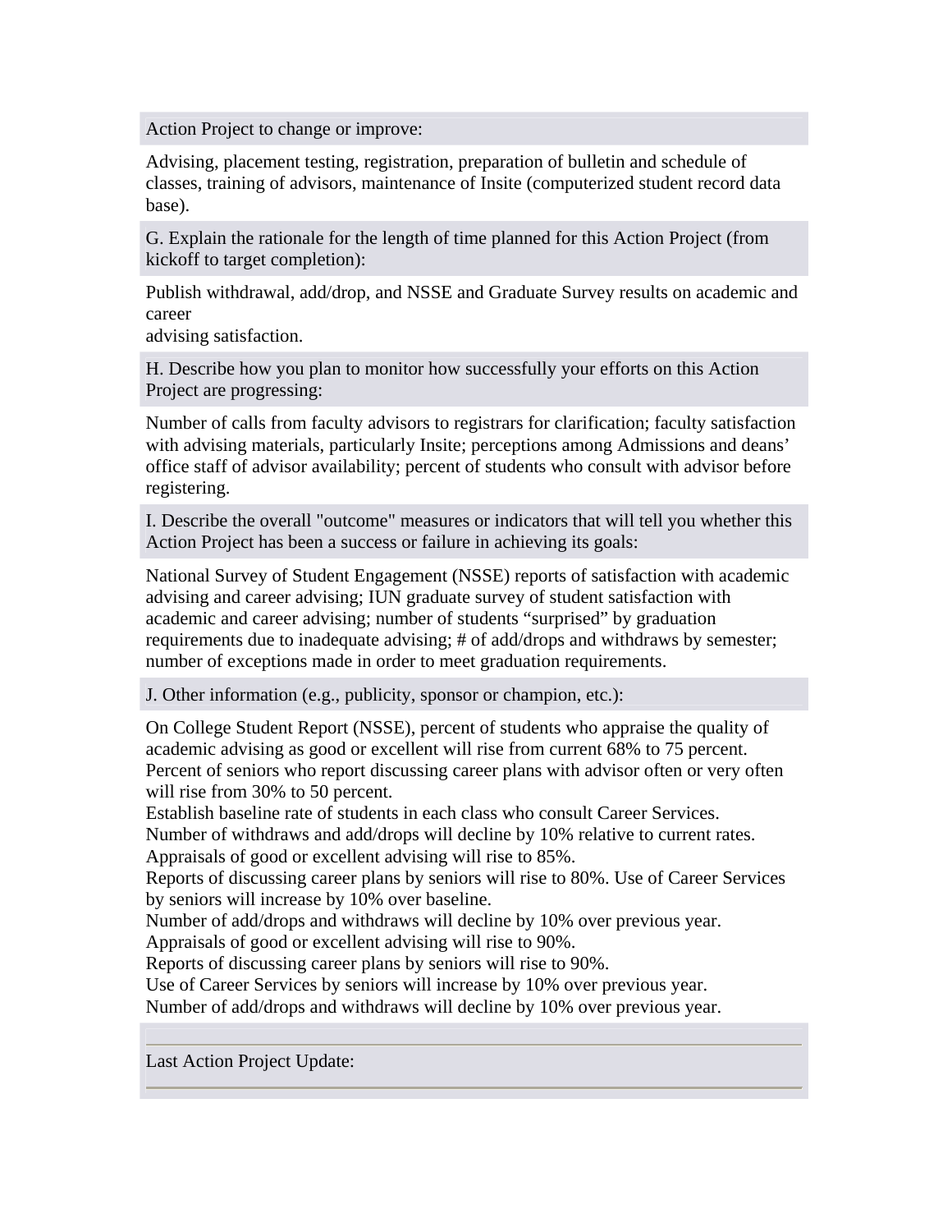Action Project to change or improve:

Advising, placement testing, registration, preparation of bulletin and schedule of classes, training of advisors, maintenance of Insite (computerized student record data base).

G. Explain the rationale for the length of time planned for this Action Project (from kickoff to target completion):

Publish withdrawal, add/drop, and NSSE and Graduate Survey results on academic and career
advising satisfaction.

H. Describe how you plan to monitor how successfully your efforts on this Action Project are progressing:

Number of calls from faculty advisors to registrars for clarification; faculty satisfaction with advising materials, particularly Insite; perceptions among Admissions and deans' office staff of advisor availability; percent of students who consult with advisor before registering.

I. Describe the overall "outcome" measures or indicators that will tell you whether this Action Project has been a success or failure in achieving its goals:

National Survey of Student Engagement (NSSE) reports of satisfaction with academic advising and career advising; IUN graduate survey of student satisfaction with academic and career advising; number of students "surprised" by graduation requirements due to inadequate advising; # of add/drops and withdraws by semester; number of exceptions made in order to meet graduation requirements.

J. Other information (e.g., publicity, sponsor or champion, etc.):

On College Student Report (NSSE), percent of students who appraise the quality of academic advising as good or excellent will rise from current 68% to 75 percent.
Percent of seniors who report discussing career plans with advisor often or very often will rise from 30% to 50 percent.
Establish baseline rate of students in each class who consult Career Services.
Number of withdraws and add/drops will decline by 10% relative to current rates.
Appraisals of good or excellent advising will rise to 85%.
Reports of discussing career plans by seniors will rise to 80%. Use of Career Services by seniors will increase by 10% over baseline.
Number of add/drops and withdraws will decline by 10% over previous year.
Appraisals of good or excellent advising will rise to 90%.
Reports of discussing career plans by seniors will rise to 90%.
Use of Career Services by seniors will increase by 10% over previous year.
Number of add/drops and withdraws will decline by 10% over previous year.

Last Action Project Update: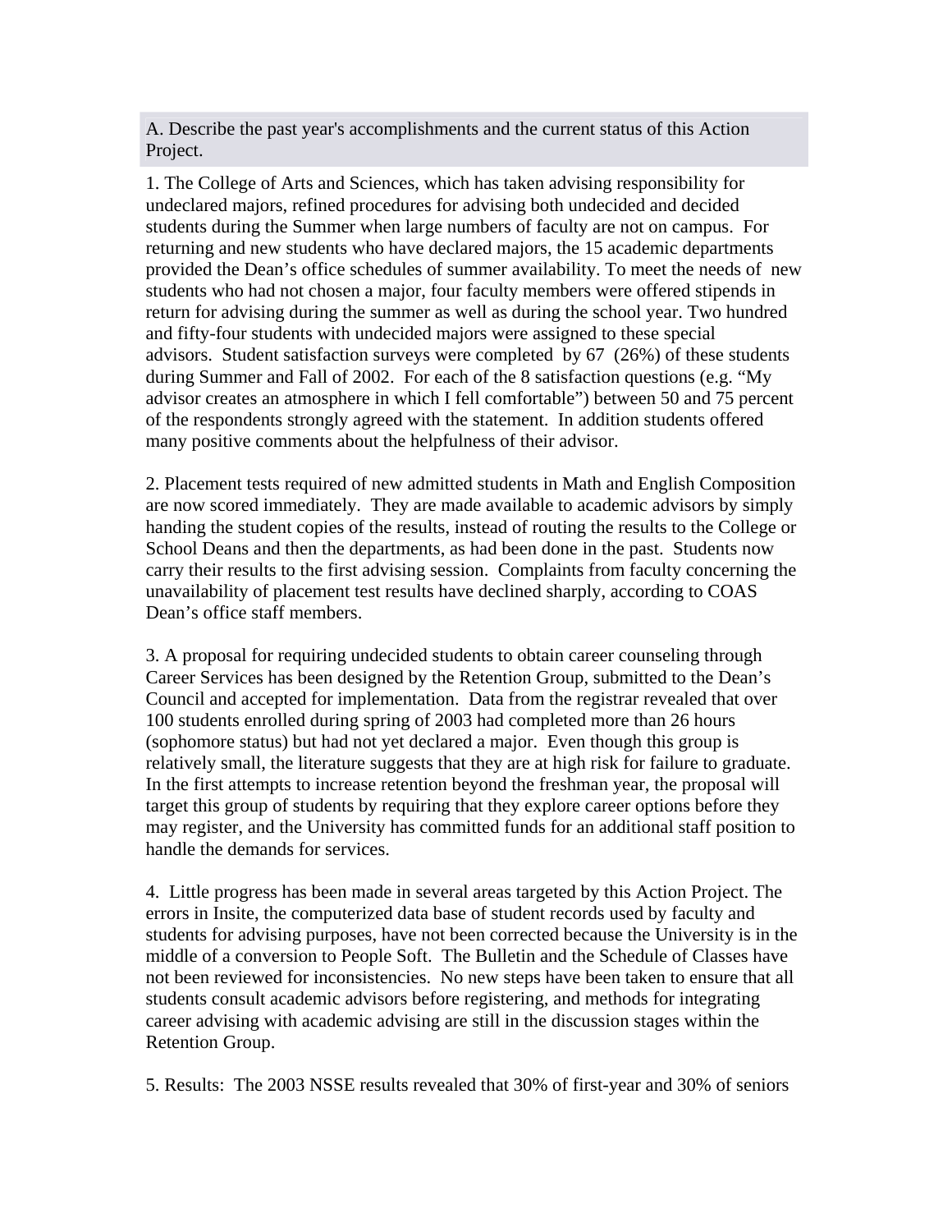A. Describe the past year's accomplishments and the current status of this Action Project.

1. The College of Arts and Sciences, which has taken advising responsibility for undeclared majors, refined procedures for advising both undecided and decided students during the Summer when large numbers of faculty are not on campus. For returning and new students who have declared majors, the 15 academic departments provided the Dean's office schedules of summer availability. To meet the needs of new students who had not chosen a major, four faculty members were offered stipends in return for advising during the summer as well as during the school year. Two hundred and fifty-four students with undecided majors were assigned to these special advisors. Student satisfaction surveys were completed by 67 (26%) of these students during Summer and Fall of 2002. For each of the 8 satisfaction questions (e.g. "My advisor creates an atmosphere in which I fell comfortable") between 50 and 75 percent of the respondents strongly agreed with the statement. In addition students offered many positive comments about the helpfulness of their advisor.

2. Placement tests required of new admitted students in Math and English Composition are now scored immediately. They are made available to academic advisors by simply handing the student copies of the results, instead of routing the results to the College or School Deans and then the departments, as had been done in the past. Students now carry their results to the first advising session. Complaints from faculty concerning the unavailability of placement test results have declined sharply, according to COAS Dean's office staff members.

3. A proposal for requiring undecided students to obtain career counseling through Career Services has been designed by the Retention Group, submitted to the Dean's Council and accepted for implementation. Data from the registrar revealed that over 100 students enrolled during spring of 2003 had completed more than 26 hours (sophomore status) but had not yet declared a major. Even though this group is relatively small, the literature suggests that they are at high risk for failure to graduate. In the first attempts to increase retention beyond the freshman year, the proposal will target this group of students by requiring that they explore career options before they may register, and the University has committed funds for an additional staff position to handle the demands for services.

4. Little progress has been made in several areas targeted by this Action Project. The errors in Insite, the computerized data base of student records used by faculty and students for advising purposes, have not been corrected because the University is in the middle of a conversion to People Soft. The Bulletin and the Schedule of Classes have not been reviewed for inconsistencies. No new steps have been taken to ensure that all students consult academic advisors before registering, and methods for integrating career advising with academic advising are still in the discussion stages within the Retention Group.

5. Results: The 2003 NSSE results revealed that 30% of first-year and 30% of seniors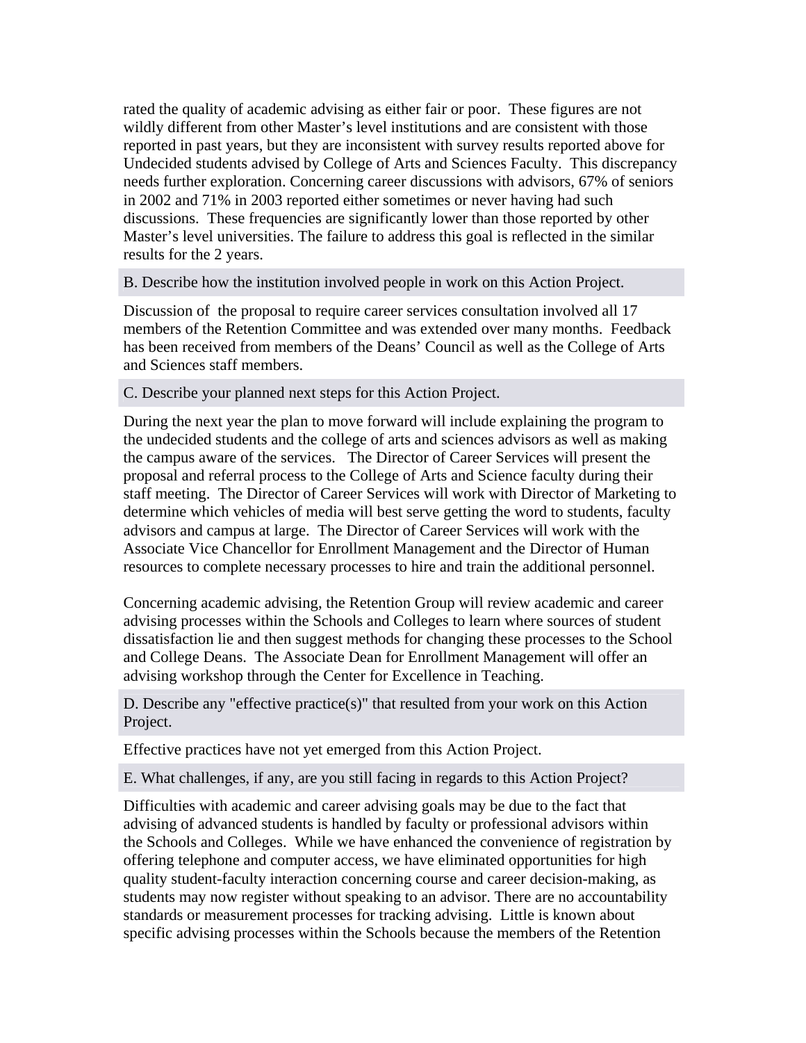rated the quality of academic advising as either fair or poor. These figures are not wildly different from other Master's level institutions and are consistent with those reported in past years, but they are inconsistent with survey results reported above for Undecided students advised by College of Arts and Sciences Faculty. This discrepancy needs further exploration. Concerning career discussions with advisors, 67% of seniors in 2002 and 71% in 2003 reported either sometimes or never having had such discussions. These frequencies are significantly lower than those reported by other Master's level universities. The failure to address this goal is reflected in the similar results for the 2 years.

B. Describe how the institution involved people in work on this Action Project.

Discussion of the proposal to require career services consultation involved all 17 members of the Retention Committee and was extended over many months. Feedback has been received from members of the Deans' Council as well as the College of Arts and Sciences staff members.

C. Describe your planned next steps for this Action Project.

During the next year the plan to move forward will include explaining the program to the undecided students and the college of arts and sciences advisors as well as making the campus aware of the services. The Director of Career Services will present the proposal and referral process to the College of Arts and Science faculty during their staff meeting. The Director of Career Services will work with Director of Marketing to determine which vehicles of media will best serve getting the word to students, faculty advisors and campus at large. The Director of Career Services will work with the Associate Vice Chancellor for Enrollment Management and the Director of Human resources to complete necessary processes to hire and train the additional personnel.

Concerning academic advising, the Retention Group will review academic and career advising processes within the Schools and Colleges to learn where sources of student dissatisfaction lie and then suggest methods for changing these processes to the School and College Deans. The Associate Dean for Enrollment Management will offer an advising workshop through the Center for Excellence in Teaching.

D. Describe any "effective practice(s)" that resulted from your work on this Action Project.

Effective practices have not yet emerged from this Action Project.

E. What challenges, if any, are you still facing in regards to this Action Project?

Difficulties with academic and career advising goals may be due to the fact that advising of advanced students is handled by faculty or professional advisors within the Schools and Colleges. While we have enhanced the convenience of registration by offering telephone and computer access, we have eliminated opportunities for high quality student-faculty interaction concerning course and career decision-making, as students may now register without speaking to an advisor. There are no accountability standards or measurement processes for tracking advising. Little is known about specific advising processes within the Schools because the members of the Retention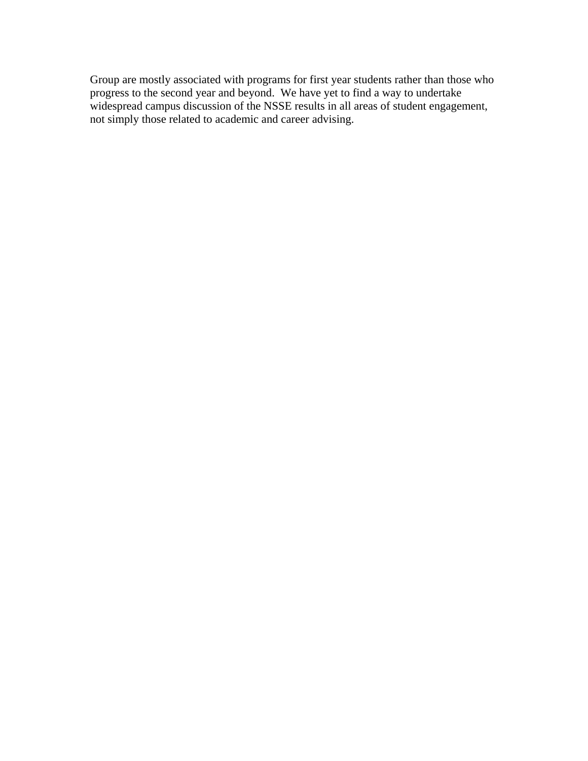Group are mostly associated with programs for first year students rather than those who progress to the second year and beyond. We have yet to find a way to undertake widespread campus discussion of the NSSE results in all areas of student engagement, not simply those related to academic and career advising.